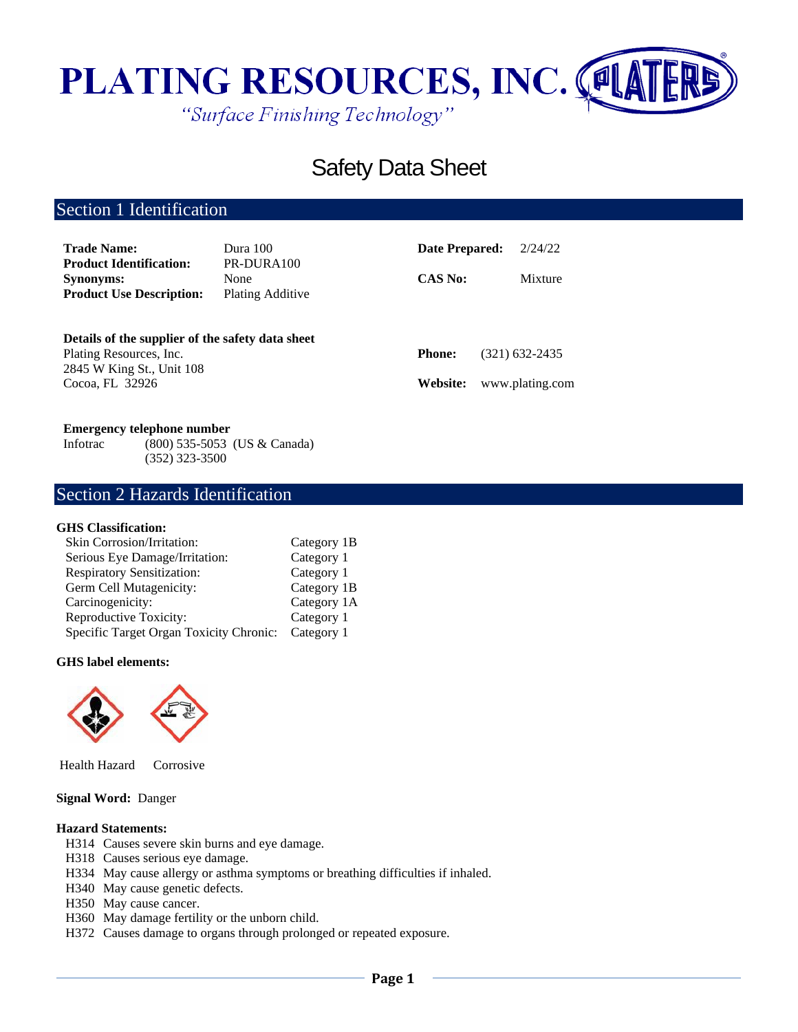# PLATING RESOURCES, INC.

*"Surface Finishing Technology"*

# Safety Data Sheet

## Section 1 Identification

| | | | |
|---|---|---|---|
| **Trade Name:** | Dura 100 | **Date Prepared:** | 2/24/22 |
| **Product Identification:** | PR-DURA100 | | |
| **Synonyms:** | None | **CAS No:** | Mixture |
| **Product Use Description:** | Plating Additive | | |

**Details of the supplier of the safety data sheet**

Plating Resources, Inc.
2845 W King St., Unit 108
Cocoa, FL 32926

**Phone:** (321) 632-2435

**Website:** www.plating.com

**Emergency telephone number**

Infotrac (800) 535-5053 (US & Canada)
(352) 323-3500

## Section 2 Hazards Identification

**GHS Classification:**

| | |
|---|---|
| Skin Corrosion/Irritation: | Category 1B |
| Serious Eye Damage/Irritation: | Category 1 |
| Respiratory Sensitization: | Category 1 |
| Germ Cell Mutagenicity: | Category 1B |
| Carcinogenicity: | Category 1A |
| Reproductive Toxicity: | Category 1 |
| Specific Target Organ Toxicity Chronic: | Category 1 |

**GHS label elements:**

Health Hazard Corrosive

**Signal Word:** Danger

**Hazard Statements:**

- H314 Causes severe skin burns and eye damage.
- H318 Causes serious eye damage.
- H334 May cause allergy or asthma symptoms or breathing difficulties if inhaled.
- H340 May cause genetic defects.
- H350 May cause cancer.
- H360 May damage fertility or the unborn child.
- H372 Causes damage to organs through prolonged or repeated exposure.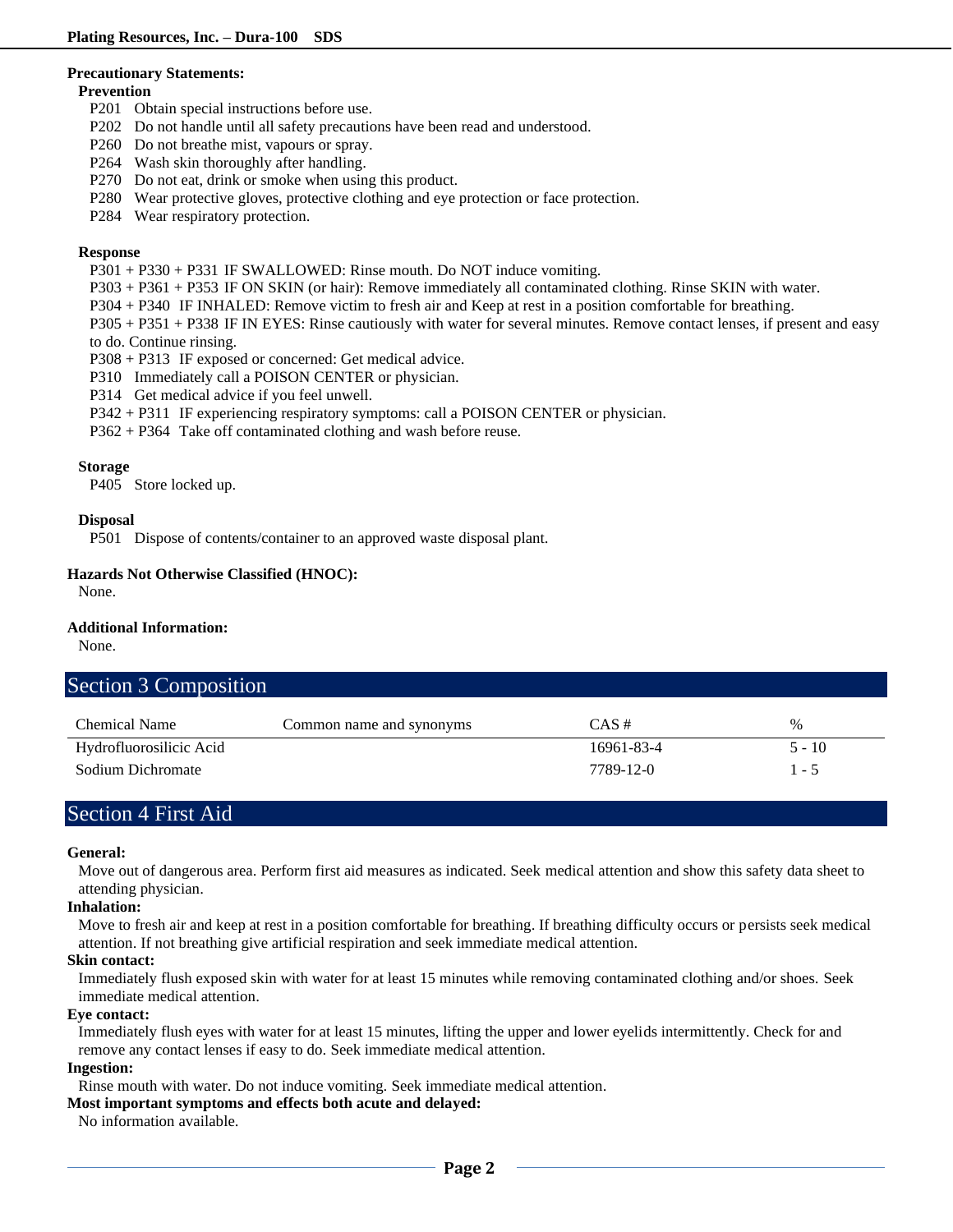**Precautionary Statements:**

**Prevention**

P201 Obtain special instructions before use.
P202 Do not handle until all safety precautions have been read and understood.
P260 Do not breathe mist, vapours or spray.
P264 Wash skin thoroughly after handling.
P270 Do not eat, drink or smoke when using this product.
P280 Wear protective gloves, protective clothing and eye protection or face protection.
P284 Wear respiratory protection.

**Response**

P301 + P330 + P331 IF SWALLOWED: Rinse mouth. Do NOT induce vomiting.
P303 + P361 + P353 IF ON SKIN (or hair): Remove immediately all contaminated clothing. Rinse SKIN with water.
P304 + P340 IF INHALED: Remove victim to fresh air and Keep at rest in a position comfortable for breathing.
P305 + P351 + P338 IF IN EYES: Rinse cautiously with water for several minutes. Remove contact lenses, if present and easy to do. Continue rinsing.
P308 + P313 IF exposed or concerned: Get medical advice.
P310 Immediately call a POISON CENTER or physician.
P314 Get medical advice if you feel unwell.
P342 + P311 IF experiencing respiratory symptoms: call a POISON CENTER or physician.
P362 + P364 Take off contaminated clothing and wash before reuse.

**Storage**

P405 Store locked up.

**Disposal**

P501 Dispose of contents/container to an approved waste disposal plant.

**Hazards Not Otherwise Classified (HNOC):**

None.

**Additional Information:**

None.

## Section 3 Composition

| Chemical Name | Common name and synonyms | CAS # | % |
|---|---|---|---|
| Hydrofluorosilicic Acid | | 16961-83-4 | 5 - 10 |
| Sodium Dichromate | | 7789-12-0 | 1 - 5 |

## Section 4 First Aid

**General:**

Move out of dangerous area. Perform first aid measures as indicated. Seek medical attention and show this safety data sheet to attending physician.

**Inhalation:**

Move to fresh air and keep at rest in a position comfortable for breathing. If breathing difficulty occurs or persists seek medical attention. If not breathing give artificial respiration and seek immediate medical attention.

**Skin contact:**

Immediately flush exposed skin with water for at least 15 minutes while removing contaminated clothing and/or shoes. Seek immediate medical attention.

**Eye contact:**

Immediately flush eyes with water for at least 15 minutes, lifting the upper and lower eyelids intermittently. Check for and remove any contact lenses if easy to do. Seek immediate medical attention.

**Ingestion:**

Rinse mouth with water. Do not induce vomiting. Seek immediate medical attention.

**Most important symptoms and effects both acute and delayed:**

No information available.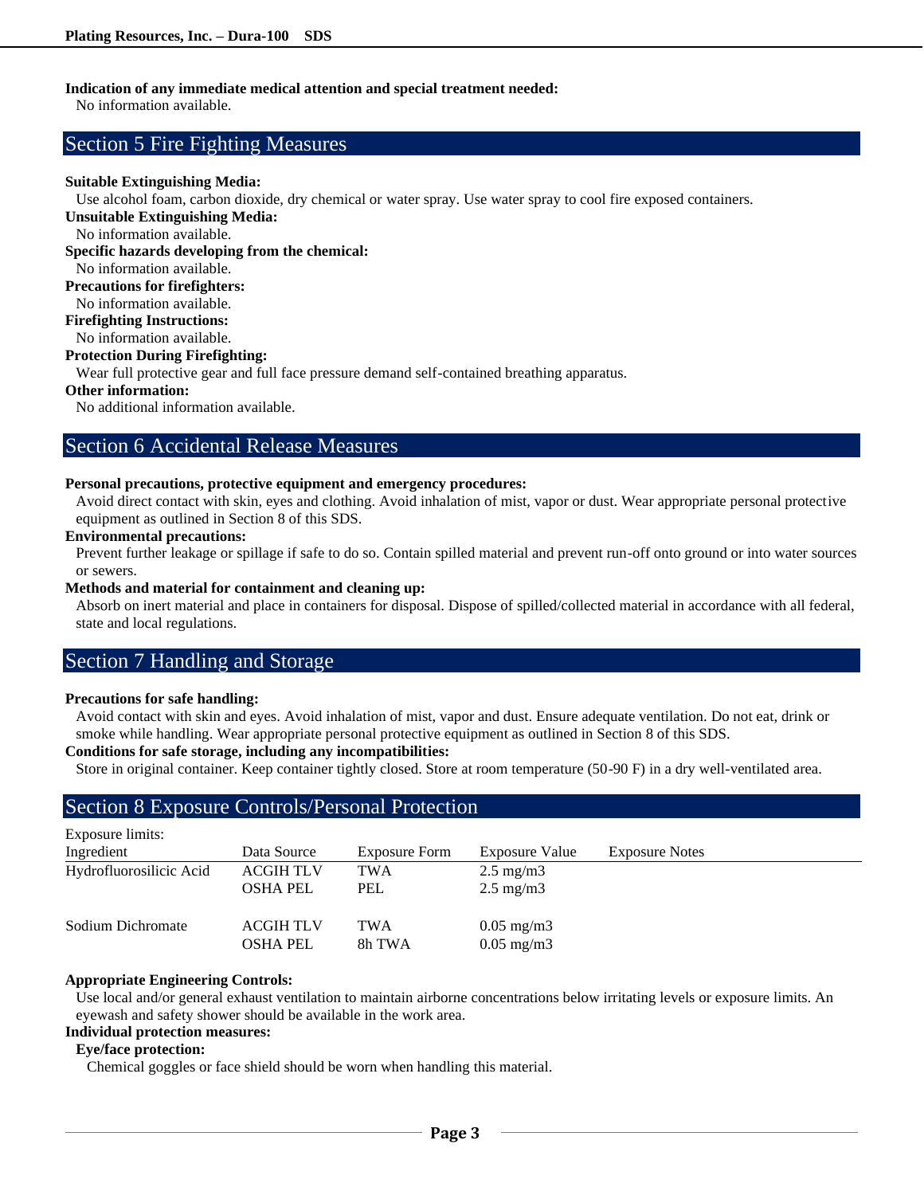**Indication of any immediate medical attention and special treatment needed:**
No information available.

## Section 5 Fire Fighting Measures

**Suitable Extinguishing Media:**
Use alcohol foam, carbon dioxide, dry chemical or water spray. Use water spray to cool fire exposed containers.

**Unsuitable Extinguishing Media:**
No information available.

**Specific hazards developing from the chemical:**
No information available.

**Precautions for firefighters:**
No information available.

**Firefighting Instructions:**
No information available.

**Protection During Firefighting:**
Wear full protective gear and full face pressure demand self-contained breathing apparatus.

**Other information:**
No additional information available.

## Section 6 Accidental Release Measures

**Personal precautions, protective equipment and emergency procedures:**
Avoid direct contact with skin, eyes and clothing. Avoid inhalation of mist, vapor or dust. Wear appropriate personal protective equipment as outlined in Section 8 of this SDS.

**Environmental precautions:**
Prevent further leakage or spillage if safe to do so. Contain spilled material and prevent run-off onto ground or into water sources or sewers.

**Methods and material for containment and cleaning up:**
Absorb on inert material and place in containers for disposal. Dispose of spilled/collected material in accordance with all federal, state and local regulations.

## Section 7 Handling and Storage

**Precautions for safe handling:**
Avoid contact with skin and eyes. Avoid inhalation of mist, vapor and dust. Ensure adequate ventilation. Do not eat, drink or smoke while handling. Wear appropriate personal protective equipment as outlined in Section 8 of this SDS.

**Conditions for safe storage, including any incompatibilities:**
Store in original container. Keep container tightly closed. Store at room temperature (50-90 F) in a dry well-ventilated area.

## Section 8 Exposure Controls/Personal Protection

Exposure limits:

| Ingredient | Data Source | Exposure Form | Exposure Value | Exposure Notes |
|---|---|---|---|---|
| Hydrofluorosilicic Acid | ACGIH TLV | TWA | 2.5 mg/m3 | |
| | OSHA PEL | PEL | 2.5 mg/m3 | |
| Sodium Dichromate | ACGIH TLV | TWA | 0.05 mg/m3 | |
| | OSHA PEL | 8h TWA | 0.05 mg/m3 | |

**Appropriate Engineering Controls:**
Use local and/or general exhaust ventilation to maintain airborne concentrations below irritating levels or exposure limits. An eyewash and safety shower should be available in the work area.

**Individual protection measures:**

**Eye/face protection:**
Chemical goggles or face shield should be worn when handling this material.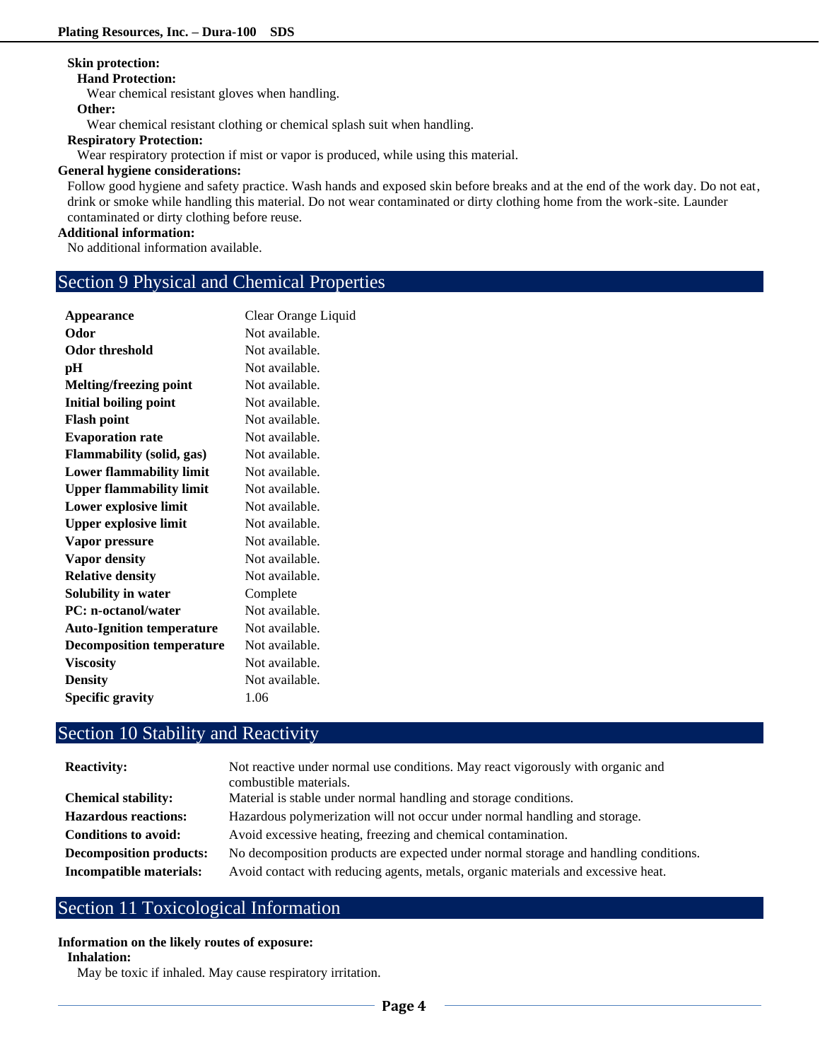**Skin protection:**

**Hand Protection:**

Wear chemical resistant gloves when handling.

**Other:**

Wear chemical resistant clothing or chemical splash suit when handling.

**Respiratory Protection:**

Wear respiratory protection if mist or vapor is produced, while using this material.

**General hygiene considerations:**

Follow good hygiene and safety practice. Wash hands and exposed skin before breaks and at the end of the work day. Do not eat, drink or smoke while handling this material. Do not wear contaminated or dirty clothing home from the work-site. Launder contaminated or dirty clothing before reuse.

**Additional information:**

No additional information available.

## Section 9 Physical and Chemical Properties

| | |
|---|---|
| **Appearance** | Clear Orange Liquid |
| **Odor** | Not available. |
| **Odor threshold** | Not available. |
| **pH** | Not available. |
| **Melting/freezing point** | Not available. |
| **Initial boiling point** | Not available. |
| **Flash point** | Not available. |
| **Evaporation rate** | Not available. |
| **Flammability (solid, gas)** | Not available. |
| **Lower flammability limit** | Not available. |
| **Upper flammability limit** | Not available. |
| **Lower explosive limit** | Not available. |
| **Upper explosive limit** | Not available. |
| **Vapor pressure** | Not available. |
| **Vapor density** | Not available. |
| **Relative density** | Not available. |
| **Solubility in water** | Complete |
| **PC: n-octanol/water** | Not available. |
| **Auto-Ignition temperature** | Not available. |
| **Decomposition temperature** | Not available. |
| **Viscosity** | Not available. |
| **Density** | Not available. |
| **Specific gravity** | 1.06 |

## Section 10 Stability and Reactivity

| | |
|---|---|
| **Reactivity:** | Not reactive under normal use conditions. May react vigorously with organic and combustible materials. |
| **Chemical stability:** | Material is stable under normal handling and storage conditions. |
| **Hazardous reactions:** | Hazardous polymerization will not occur under normal handling and storage. |
| **Conditions to avoid:** | Avoid excessive heating, freezing and chemical contamination. |
| **Decomposition products:** | No decomposition products are expected under normal storage and handling conditions. |
| **Incompatible materials:** | Avoid contact with reducing agents, metals, organic materials and excessive heat. |

## Section 11 Toxicological Information

**Information on the likely routes of exposure:**

**Inhalation:**

May be toxic if inhaled. May cause respiratory irritation.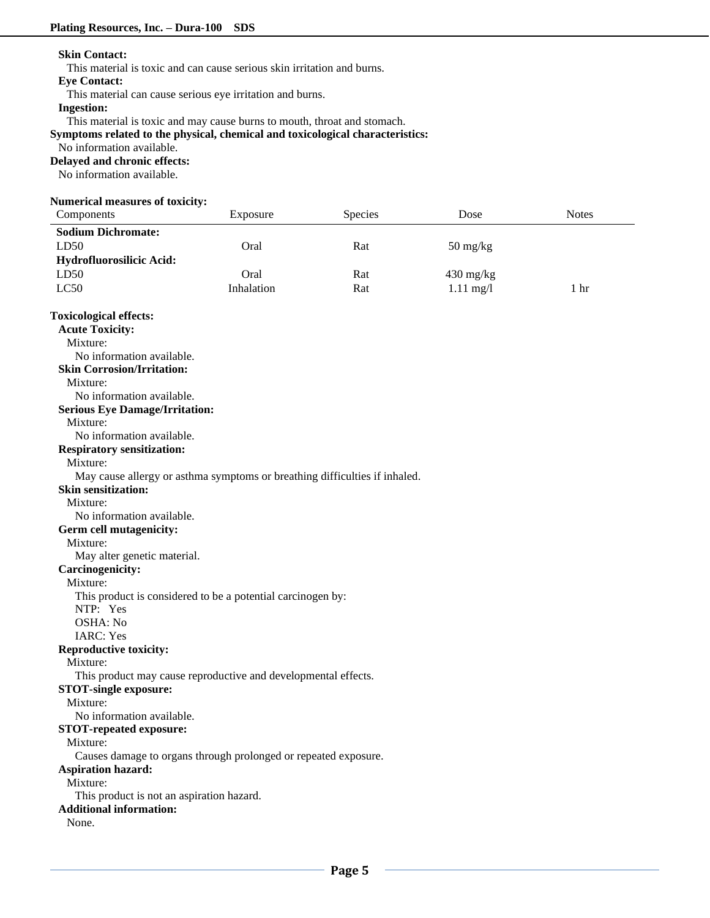**Skin Contact:**

This material is toxic and can cause serious skin irritation and burns.

**Eye Contact:**

This material can cause serious eye irritation and burns.

**Ingestion:**

This material is toxic and may cause burns to mouth, throat and stomach.

**Symptoms related to the physical, chemical and toxicological characteristics:**

No information available.

**Delayed and chronic effects:**

No information available.

**Numerical measures of toxicity:**

| Components | Exposure | Species | Dose | Notes |
|---|---|---|---|---|
| **Sodium Dichromate:** | | | | |
| LD50 | Oral | Rat | 50 mg/kg | |
| **Hydrofluorosilicic Acid:** | | | | |
| LD50 | Oral | Rat | 430 mg/kg | |
| LC50 | Inhalation | Rat | 1.11 mg/l | 1 hr |

**Toxicological effects:**

**Acute Toxicity:**

Mixture:

No information available.

**Skin Corrosion/Irritation:**

Mixture:

No information available.

**Serious Eye Damage/Irritation:**

Mixture:

No information available.

**Respiratory sensitization:**

Mixture:

May cause allergy or asthma symptoms or breathing difficulties if inhaled.

**Skin sensitization:**

Mixture:

No information available.

**Germ cell mutagenicity:**

Mixture:

May alter genetic material.

**Carcinogenicity:**

Mixture:

This product is considered to be a potential carcinogen by:

NTP: Yes

OSHA: No

IARC: Yes

**Reproductive toxicity:**

Mixture:

This product may cause reproductive and developmental effects.

**STOT-single exposure:**

Mixture:

No information available.

**STOT-repeated exposure:**

Mixture:

Causes damage to organs through prolonged or repeated exposure.

**Aspiration hazard:**

Mixture:

This product is not an aspiration hazard.

**Additional information:**

None.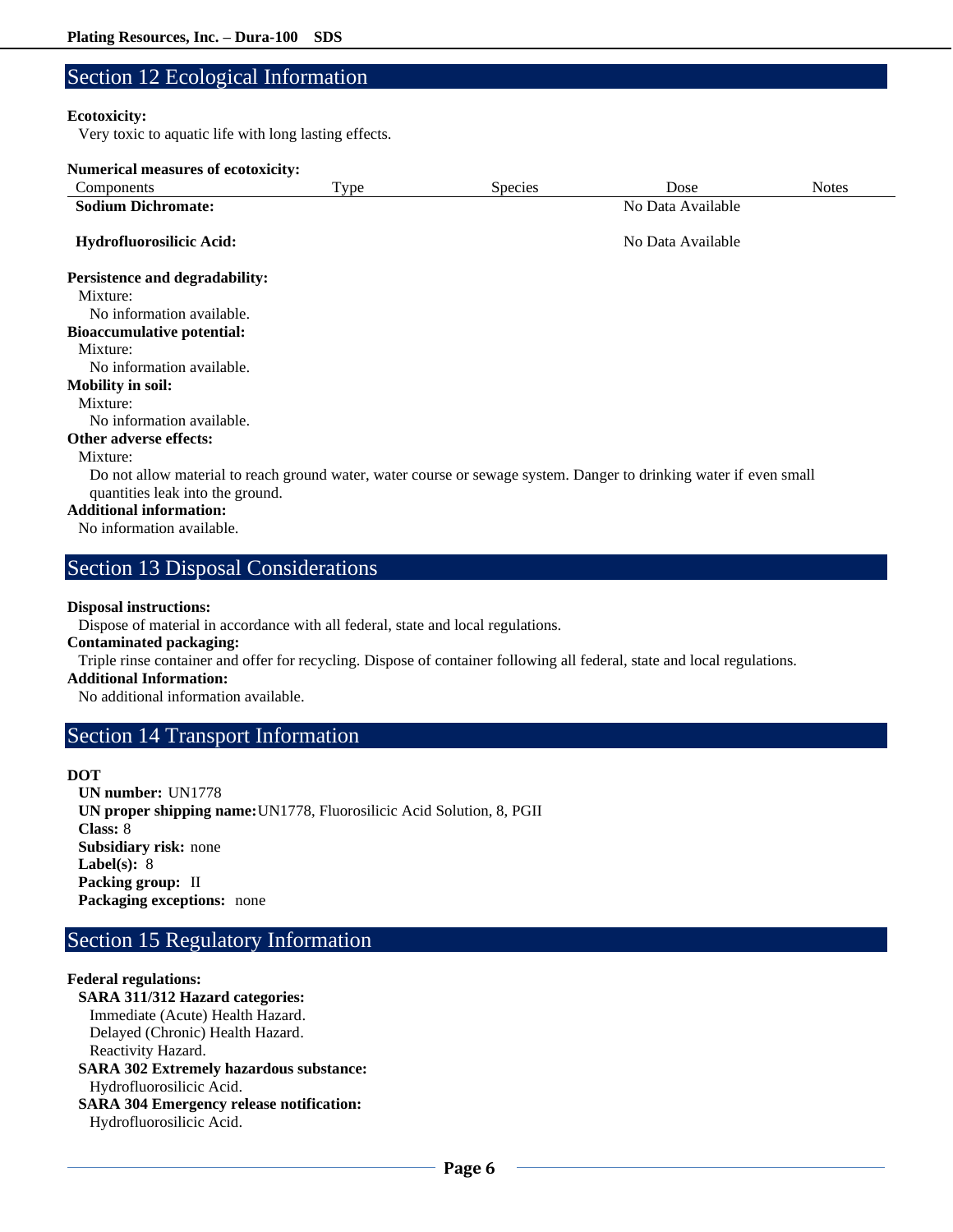## Section 12 Ecological Information

**Ecotoxicity:**

Very toxic to aquatic life with long lasting effects.

**Numerical measures of ecotoxicity:**

| Components | Type | Species | Dose | Notes |
|---|---|---|---|---|
| **Sodium Dichromate:** | | | No Data Available | |
| **Hydrofluorosilicic Acid:** | | | No Data Available | |

**Persistence and degradability:**

Mixture:

No information available.

**Bioaccumulative potential:**

Mixture:

No information available.

**Mobility in soil:**

Mixture:

No information available.

**Other adverse effects:**

Mixture:

Do not allow material to reach ground water, water course or sewage system. Danger to drinking water if even small quantities leak into the ground.

**Additional information:**

No information available.

## Section 13 Disposal Considerations

**Disposal instructions:**

Dispose of material in accordance with all federal, state and local regulations.

**Contaminated packaging:**

Triple rinse container and offer for recycling. Dispose of container following all federal, state and local regulations.

**Additional Information:**

No additional information available.

## Section 14 Transport Information

**DOT**

**UN number:** UN1778

**UN proper shipping name:** UN1778, Fluorosilicic Acid Solution, 8, PGII

**Class:** 8

**Subsidiary risk:** none

**Label(s):** 8

**Packing group:** II

**Packaging exceptions:** none

## Section 15 Regulatory Information

**Federal regulations:**

**SARA 311/312 Hazard categories:**

Immediate (Acute) Health Hazard.

Delayed (Chronic) Health Hazard.

Reactivity Hazard.

**SARA 302 Extremely hazardous substance:**

Hydrofluorosilicic Acid.

**SARA 304 Emergency release notification:**

Hydrofluorosilicic Acid.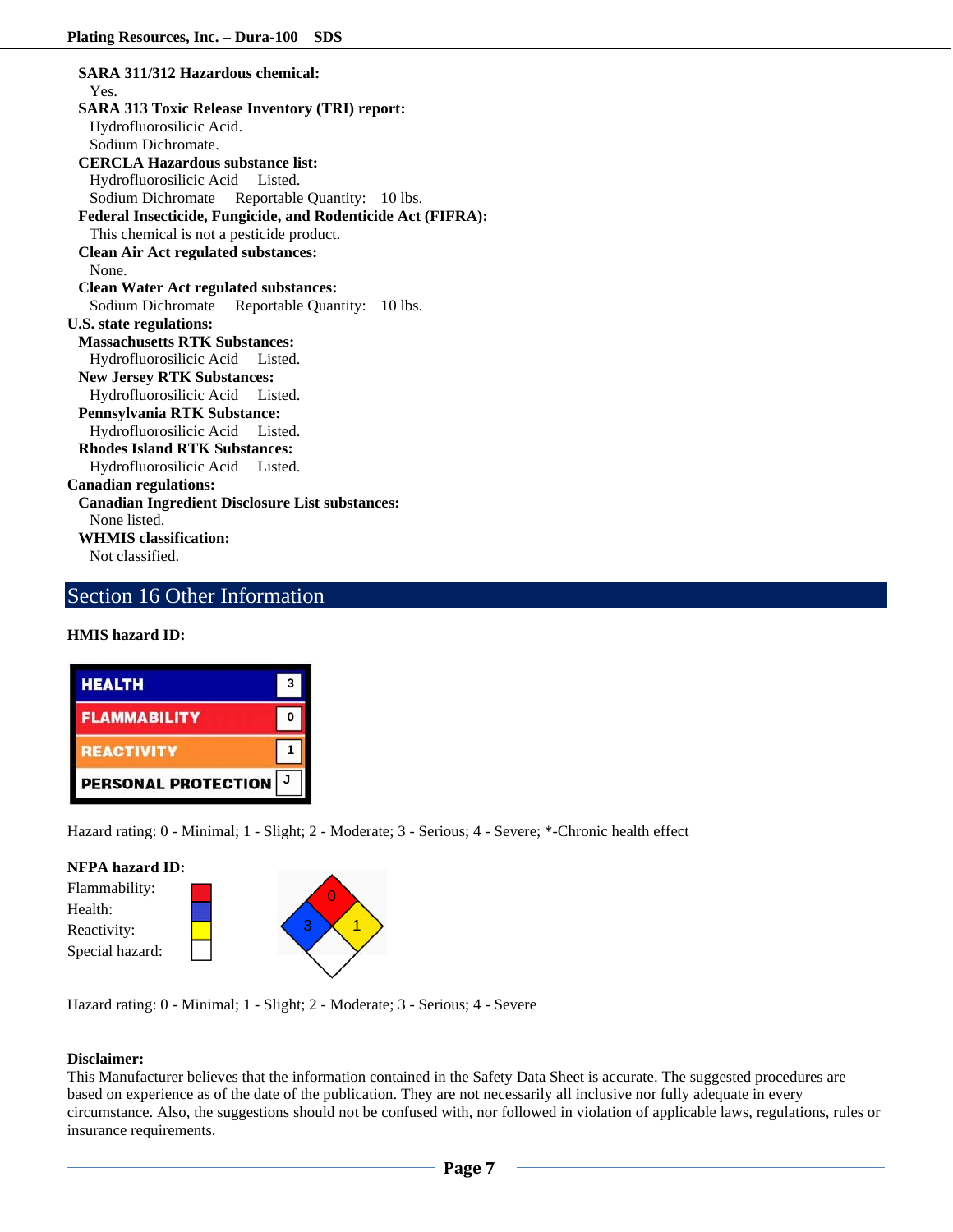**SARA 311/312 Hazardous chemical:**
Yes.

**SARA 313 Toxic Release Inventory (TRI) report:**
Hydrofluorosilicic Acid.
Sodium Dichromate.

**CERCLA Hazardous substance list:**
Hydrofluorosilicic Acid Listed.
Sodium Dichromate Reportable Quantity: 10 lbs.

**Federal Insecticide, Fungicide, and Rodenticide Act (FIFRA):**
This chemical is not a pesticide product.

**Clean Air Act regulated substances:**
None.

**Clean Water Act regulated substances:**
Sodium Dichromate Reportable Quantity: 10 lbs.

**U.S. state regulations:**

**Massachusetts RTK Substances:**
Hydrofluorosilicic Acid Listed.

**New Jersey RTK Substances:**
Hydrofluorosilicic Acid Listed.

**Pennsylvania RTK Substance:**
Hydrofluorosilicic Acid Listed.

**Rhodes Island RTK Substances:**
Hydrofluorosilicic Acid Listed.

**Canadian regulations:**

**Canadian Ingredient Disclosure List substances:**
None listed.

**WHMIS classification:**
Not classified.

## Section 16 Other Information

**HMIS hazard ID:**

| | |
|---|---|
| HEALTH | 3 |
| FLAMMABILITY | 0 |
| REACTIVITY | 1 |
| PERSONAL PROTECTION | J |

Hazard rating: 0 - Minimal; 1 - Slight; 2 - Moderate; 3 - Serious; 4 - Severe; *-Chronic health effect

**NFPA hazard ID:**

Flammability:
Health:
Reactivity:
Special hazard:

0
3
1

Hazard rating: 0 - Minimal; 1 - Slight; 2 - Moderate; 3 - Serious; 4 - Severe

**Disclaimer:**
This Manufacturer believes that the information contained in the Safety Data Sheet is accurate. The suggested procedures are based on experience as of the date of the publication. They are not necessarily all inclusive nor fully adequate in every circumstance. Also, the suggestions should not be confused with, nor followed in violation of applicable laws, regulations, rules or insurance requirements.